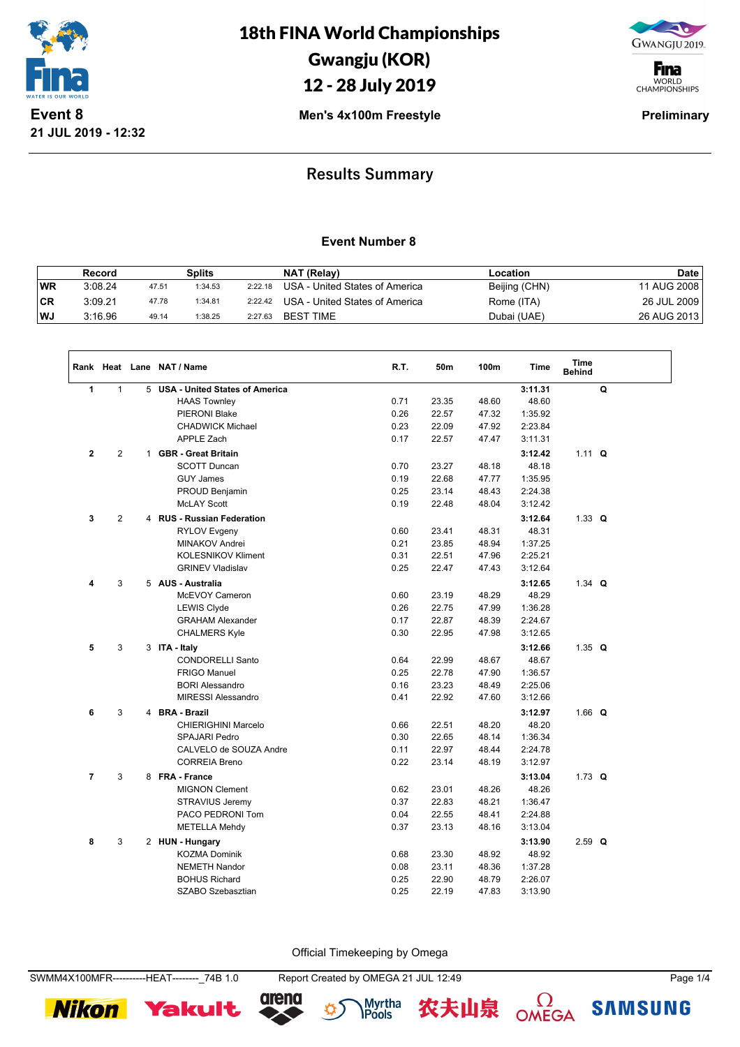# 18th FINA World Championships
## Gwangju (KOR)
## 12 - 28 July 2019

**Event 8**
**21 JUL 2019 - 12:32**

**Men's 4x100m Freestyle**

**Preliminary**

## Results Summary

### Event Number 8

| | Record | Splits | | | NAT (Relay) | Location | Date |
|---|---|---|---|---|---|---|---|
| WR | 3:08.24 | 47.51 | 1:34.53 | 2:22.18 | USA - United States of America | Beijing (CHN) | 11 AUG 2008 |
| CR | 3:09.21 | 47.78 | 1:34.81 | 2:22.42 | USA - United States of America | Rome (ITA) | 26 JUL 2009 |
| WJ | 3:16.96 | 49.14 | 1:38.25 | 2:27.63 | BEST TIME | Dubai (UAE) | 26 AUG 2013 |

| Rank | Heat | Lane | NAT / Name | R.T. | 50m | 100m | Time | Time Behind | |
|---|---|---|---|---|---|---|---|---|---|
| 1 | 1 | 5 | **USA - United States of America** | | | | **3:11.31** | | **Q** |
| | | | HAAS Townley | 0.71 | 23.35 | 48.60 | 48.60 | | |
| | | | PIERONI Blake | 0.26 | 22.57 | 47.32 | 1:35.92 | | |
| | | | CHADWICK Michael | 0.23 | 22.09 | 47.92 | 2:23.84 | | |
| | | | APPLE Zach | 0.17 | 22.57 | 47.47 | 3:11.31 | | |
| 2 | 2 | 1 | **GBR - Great Britain** | | | | **3:12.42** | 1.11 | **Q** |
| | | | SCOTT Duncan | 0.70 | 23.27 | 48.18 | 48.18 | | |
| | | | GUY James | 0.19 | 22.68 | 47.77 | 1:35.95 | | |
| | | | PROUD Benjamin | 0.25 | 23.14 | 48.43 | 2:24.38 | | |
| | | | McLAY Scott | 0.19 | 22.48 | 48.04 | 3:12.42 | | |
| 3 | 2 | 4 | **RUS - Russian Federation** | | | | **3:12.64** | 1.33 | **Q** |
| | | | RYLOV Evgeny | 0.60 | 23.41 | 48.31 | 48.31 | | |
| | | | MINAKOV Andrei | 0.21 | 23.85 | 48.94 | 1:37.25 | | |
| | | | KOLESNIKOV Kliment | 0.31 | 22.51 | 47.96 | 2:25.21 | | |
| | | | GRINEV Vladislav | 0.25 | 22.47 | 47.43 | 3:12.64 | | |
| 4 | 3 | 5 | **AUS - Australia** | | | | **3:12.65** | 1.34 | **Q** |
| | | | McEVOY Cameron | 0.60 | 23.19 | 48.29 | 48.29 | | |
| | | | LEWIS Clyde | 0.26 | 22.75 | 47.99 | 1:36.28 | | |
| | | | GRAHAM Alexander | 0.17 | 22.87 | 48.39 | 2:24.67 | | |
| | | | CHALMERS Kyle | 0.30 | 22.95 | 47.98 | 3:12.65 | | |
| 5 | 3 | 3 | **ITA - Italy** | | | | **3:12.66** | 1.35 | **Q** |
| | | | CONDORELLI Santo | 0.64 | 22.99 | 48.67 | 48.67 | | |
| | | | FRIGO Manuel | 0.25 | 22.78 | 47.90 | 1:36.57 | | |
| | | | BORI Alessandro | 0.16 | 23.23 | 48.49 | 2:25.06 | | |
| | | | MIRESSI Alessandro | 0.41 | 22.92 | 47.60 | 3:12.66 | | |
| 6 | 3 | 4 | **BRA - Brazil** | | | | **3:12.97** | 1.66 | **Q** |
| | | | CHIERIGHINI Marcelo | 0.66 | 22.51 | 48.20 | 48.20 | | |
| | | | SPAJARI Pedro | 0.30 | 22.65 | 48.14 | 1:36.34 | | |
| | | | CALVELO de SOUZA Andre | 0.11 | 22.97 | 48.44 | 2:24.78 | | |
| | | | CORREIA Breno | 0.22 | 23.14 | 48.19 | 3:12.97 | | |
| 7 | 3 | 8 | **FRA - France** | | | | **3:13.04** | 1.73 | **Q** |
| | | | MIGNON Clement | 0.62 | 23.01 | 48.26 | 48.26 | | |
| | | | STRAVIUS Jeremy | 0.37 | 22.83 | 48.21 | 1:36.47 | | |
| | | | PACO PEDRONI Tom | 0.04 | 22.55 | 48.41 | 2:24.88 | | |
| | | | METELLA Mehdy | 0.37 | 23.13 | 48.16 | 3:13.04 | | |
| 8 | 3 | 2 | **HUN - Hungary** | | | | **3:13.90** | 2.59 | **Q** |
| | | | KOZMA Dominik | 0.68 | 23.30 | 48.92 | 48.92 | | |
| | | | NEMETH Nandor | 0.08 | 23.11 | 48.36 | 1:37.28 | | |
| | | | BOHUS Richard | 0.25 | 22.90 | 48.79 | 2:26.07 | | |
| | | | SZABO Szebasztian | 0.25 | 22.19 | 47.83 | 3:13.90 | | |

Official Timekeeping by Omega

SWMM4X100MFR----------HEAT--------_74B 1.0 Report Created by OMEGA 21 JUL 12:49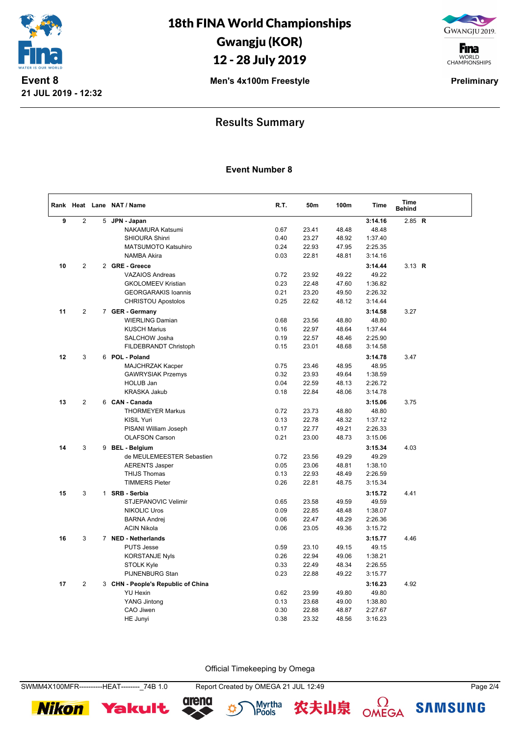# 18th FINA World Championships
# Gwangju (KOR)
# 12 - 28 July 2019

**Event 8**
**21 JUL 2019 - 12:32**

**Men's 4x100m Freestyle**

**Preliminary**

## Results Summary

### Event Number 8

| Rank | Heat | Lane | NAT / Name | R.T. | 50m | 100m | Time | Time Behind | |
|---|---|---|---|---|---|---|---|---|---|
| 9 | 2 | 5 | **JPN - Japan** | | | | **3:14.16** | 2.85 | **R** |
| | | | NAKAMURA Katsumi | 0.67 | 23.41 | 48.48 | 48.48 | | |
| | | | SHIOURA Shinri | 0.40 | 23.27 | 48.92 | 1:37.40 | | |
| | | | MATSUMOTO Katsuhiro | 0.24 | 22.93 | 47.95 | 2:25.35 | | |
| | | | NAMBA Akira | 0.03 | 22.81 | 48.81 | 3:14.16 | | |
| 10 | 2 | 2 | **GRE - Greece** | | | | **3:14.44** | 3.13 | **R** |
| | | | VAZAIOS Andreas | 0.72 | 23.92 | 49.22 | 49.22 | | |
| | | | GKOLOMEEV Kristian | 0.23 | 22.48 | 47.60 | 1:36.82 | | |
| | | | GEORGARAKIS Ioannis | 0.21 | 23.20 | 49.50 | 2:26.32 | | |
| | | | CHRISTOU Apostolos | 0.25 | 22.62 | 48.12 | 3:14.44 | | |
| 11 | 2 | 7 | **GER - Germany** | | | | **3:14.58** | 3.27 | |
| | | | WIERLING Damian | 0.68 | 23.56 | 48.80 | 48.80 | | |
| | | | KUSCH Marius | 0.16 | 22.97 | 48.64 | 1:37.44 | | |
| | | | SALCHOW Josha | 0.19 | 22.57 | 48.46 | 2:25.90 | | |
| | | | FILDEBRANDT Christoph | 0.15 | 23.01 | 48.68 | 3:14.58 | | |
| 12 | 3 | 6 | **POL - Poland** | | | | **3:14.78** | 3.47 | |
| | | | MAJCHRZAK Kacper | 0.75 | 23.46 | 48.95 | 48.95 | | |
| | | | GAWRYSIAK Przemys | 0.32 | 23.93 | 49.64 | 1:38.59 | | |
| | | | HOLUB Jan | 0.04 | 22.59 | 48.13 | 2:26.72 | | |
| | | | KRASKA Jakub | 0.18 | 22.84 | 48.06 | 3:14.78 | | |
| 13 | 2 | 6 | **CAN - Canada** | | | | **3:15.06** | 3.75 | |
| | | | THORMEYER Markus | 0.72 | 23.73 | 48.80 | 48.80 | | |
| | | | KISIL Yuri | 0.13 | 22.78 | 48.32 | 1:37.12 | | |
| | | | PISANI William Joseph | 0.17 | 22.77 | 49.21 | 2:26.33 | | |
| | | | OLAFSON Carson | 0.21 | 23.00 | 48.73 | 3:15.06 | | |
| 14 | 3 | 9 | **BEL - Belgium** | | | | **3:15.34** | 4.03 | |
| | | | de MEULEMEESTER Sebastien | 0.72 | 23.56 | 49.29 | 49.29 | | |
| | | | AERENTS Jasper | 0.05 | 23.06 | 48.81 | 1:38.10 | | |
| | | | THIJS Thomas | 0.13 | 22.93 | 48.49 | 2:26.59 | | |
| | | | TIMMERS Pieter | 0.26 | 22.81 | 48.75 | 3:15.34 | | |
| 15 | 3 | 1 | **SRB - Serbia** | | | | **3:15.72** | 4.41 | |
| | | | STJEPANOVIC Velimir | 0.65 | 23.58 | 49.59 | 49.59 | | |
| | | | NIKOLIC Uros | 0.09 | 22.85 | 48.48 | 1:38.07 | | |
| | | | BARNA Andrej | 0.06 | 22.47 | 48.29 | 2:26.36 | | |
| | | | ACIN Nikola | 0.06 | 23.05 | 49.36 | 3:15.72 | | |
| 16 | 3 | 7 | **NED - Netherlands** | | | | **3:15.77** | 4.46 | |
| | | | PUTS Jesse | 0.59 | 23.10 | 49.15 | 49.15 | | |
| | | | KORSTANJE Nyls | 0.26 | 22.94 | 49.06 | 1:38.21 | | |
| | | | STOLK Kyle | 0.33 | 22.49 | 48.34 | 2:26.55 | | |
| | | | PIJNENBURG Stan | 0.23 | 22.88 | 49.22 | 3:15.77 | | |
| 17 | 2 | 3 | **CHN - People's Republic of China** | | | | **3:16.23** | 4.92 | |
| | | | YU Hexin | 0.62 | 23.99 | 49.80 | 49.80 | | |
| | | | YANG Jintong | 0.13 | 23.68 | 49.00 | 1:38.80 | | |
| | | | CAO Jiwen | 0.30 | 22.88 | 48.87 | 2:27.67 | | |
| | | | HE Junyi | 0.38 | 23.32 | 48.56 | 3:16.23 | | |

Official Timekeeping by Omega

SWMM4X100MFR----------HEAT--------_74B 1.0    Report Created by OMEGA 21 JUL 12:49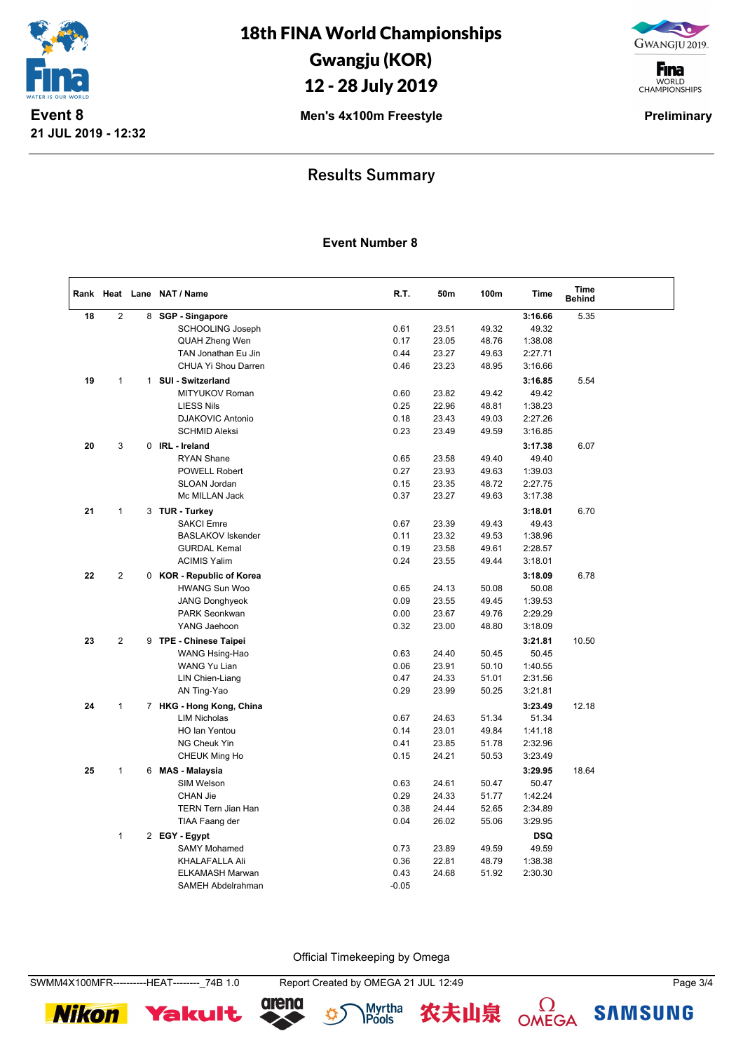# 18th FINA World Championships
## Gwangju (KOR)
## 12 - 28 July 2019

**Event 8**
**21 JUL 2019 - 12:32**

**Men's 4x100m Freestyle**

**Preliminary**

## Results Summary

### Event Number 8

| Rank | Heat | Lane | NAT / Name | R.T. | 50m | 100m | Time | Time Behind |
|---|---|---|---|---|---|---|---|---|
| 18 | 2 | 8 | **SGP - Singapore** | | | | **3:16.66** | 5.35 |
| | | | SCHOOLING Joseph | 0.61 | 23.51 | 49.32 | 49.32 | |
| | | | QUAH Zheng Wen | 0.17 | 23.05 | 48.76 | 1:38.08 | |
| | | | TAN Jonathan Eu Jin | 0.44 | 23.27 | 49.63 | 2:27.71 | |
| | | | CHUA Yi Shou Darren | 0.46 | 23.23 | 48.95 | 3:16.66 | |
| 19 | 1 | 1 | **SUI - Switzerland** | | | | **3:16.85** | 5.54 |
| | | | MITYUKOV Roman | 0.60 | 23.82 | 49.42 | 49.42 | |
| | | | LIESS Nils | 0.25 | 22.96 | 48.81 | 1:38.23 | |
| | | | DJAKOVIC Antonio | 0.18 | 23.43 | 49.03 | 2:27.26 | |
| | | | SCHMID Aleksi | 0.23 | 23.49 | 49.59 | 3:16.85 | |
| 20 | 3 | 0 | **IRL - Ireland** | | | | **3:17.38** | 6.07 |
| | | | RYAN Shane | 0.65 | 23.58 | 49.40 | 49.40 | |
| | | | POWELL Robert | 0.27 | 23.93 | 49.63 | 1:39.03 | |
| | | | SLOAN Jordan | 0.15 | 23.35 | 48.72 | 2:27.75 | |
| | | | Mc MILLAN Jack | 0.37 | 23.27 | 49.63 | 3:17.38 | |
| 21 | 1 | 3 | **TUR - Turkey** | | | | **3:18.01** | 6.70 |
| | | | SAKCI Emre | 0.67 | 23.39 | 49.43 | 49.43 | |
| | | | BASLAKOV Iskender | 0.11 | 23.32 | 49.53 | 1:38.96 | |
| | | | GURDAL Kemal | 0.19 | 23.58 | 49.61 | 2:28.57 | |
| | | | ACIMIS Yalim | 0.24 | 23.55 | 49.44 | 3:18.01 | |
| 22 | 2 | 0 | **KOR - Republic of Korea** | | | | **3:18.09** | 6.78 |
| | | | HWANG Sun Woo | 0.65 | 24.13 | 50.08 | 50.08 | |
| | | | JANG Donghyeok | 0.09 | 23.55 | 49.45 | 1:39.53 | |
| | | | PARK Seonkwan | 0.00 | 23.67 | 49.76 | 2:29.29 | |
| | | | YANG Jaehoon | 0.32 | 23.00 | 48.80 | 3:18.09 | |
| 23 | 2 | 9 | **TPE - Chinese Taipei** | | | | **3:21.81** | 10.50 |
| | | | WANG Hsing-Hao | 0.63 | 24.40 | 50.45 | 50.45 | |
| | | | WANG Yu Lian | 0.06 | 23.91 | 50.10 | 1:40.55 | |
| | | | LIN Chien-Liang | 0.47 | 24.33 | 51.01 | 2:31.56 | |
| | | | AN Ting-Yao | 0.29 | 23.99 | 50.25 | 3:21.81 | |
| 24 | 1 | 7 | **HKG - Hong Kong, China** | | | | **3:23.49** | 12.18 |
| | | | LIM Nicholas | 0.67 | 24.63 | 51.34 | 51.34 | |
| | | | HO Ian Yentou | 0.14 | 23.01 | 49.84 | 1:41.18 | |
| | | | NG Cheuk Yin | 0.41 | 23.85 | 51.78 | 2:32.96 | |
| | | | CHEUK Ming Ho | 0.15 | 24.21 | 50.53 | 3:23.49 | |
| 25 | 1 | 6 | **MAS - Malaysia** | | | | **3:29.95** | 18.64 |
| | | | SIM Welson | 0.63 | 24.61 | 50.47 | 50.47 | |
| | | | CHAN Jie | 0.29 | 24.33 | 51.77 | 1:42.24 | |
| | | | TERN Tern Jian Han | 0.38 | 24.44 | 52.65 | 2:34.89 | |
| | | | TIAA Faang der | 0.04 | 26.02 | 55.06 | 3:29.95 | |
| | 1 | 2 | **EGY - Egypt** | | | | **DSQ** | |
| | | | SAMY Mohamed | 0.73 | 23.89 | 49.59 | 49.59 | |
| | | | KHALAFALLA Ali | 0.36 | 22.81 | 48.79 | 1:38.38 | |
| | | | ELKAMASH Marwan | 0.43 | 24.68 | 51.92 | 2:30.30 | |
| | | | SAMEH Abdelrahman | -0.05 | | | | |

Official Timekeeping by Omega

SWMM4X100MFR----------HEAT--------_74B 1.0    Report Created by OMEGA 21 JUL 12:49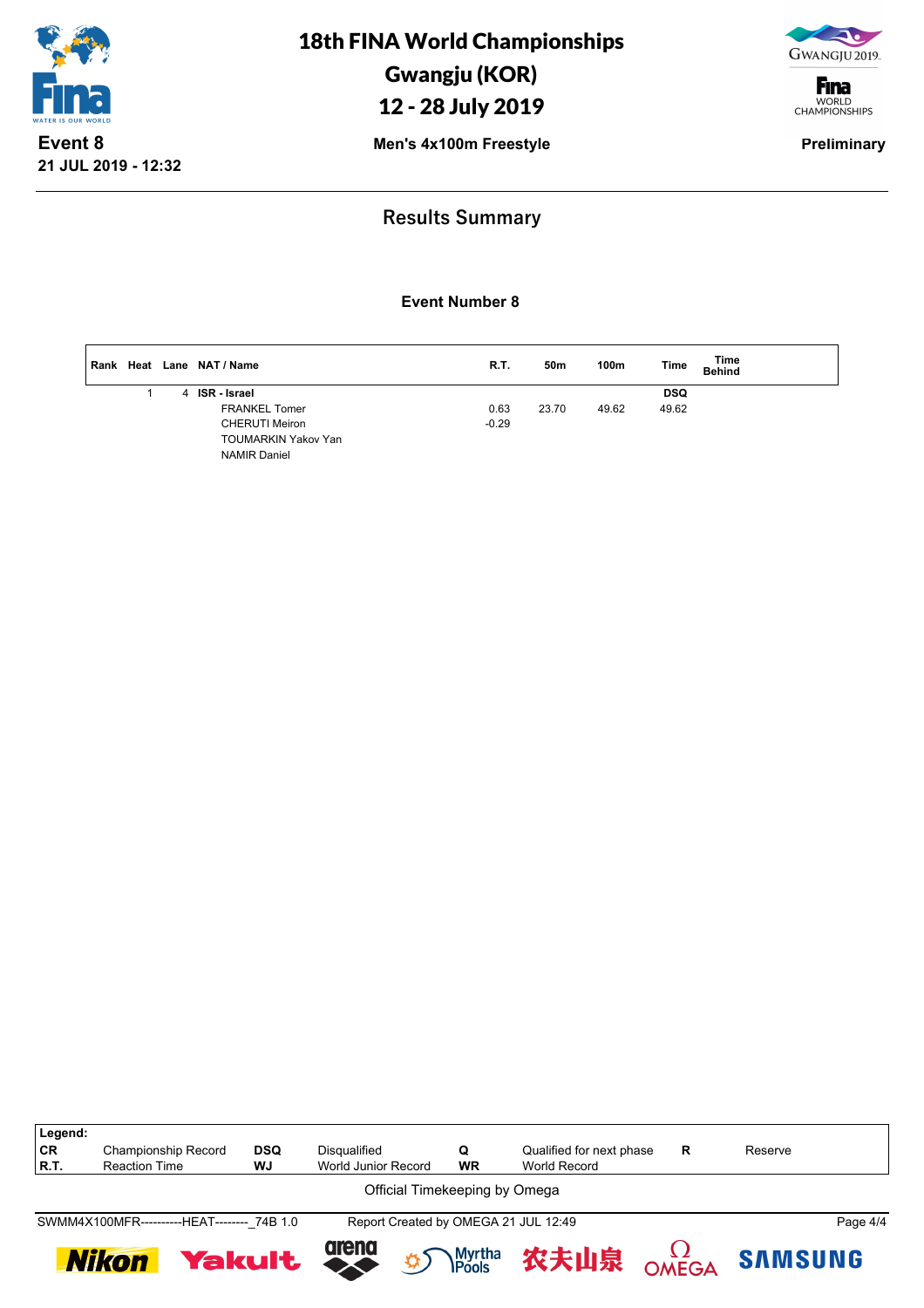# 18th FINA World Championships
# Gwangju (KOR)
# 12 - 28 July 2019

**Event 8**
**21 JUL 2019 - 12:32**

**Men's 4x100m Freestyle**

**Preliminary**

## Results Summary

### Event Number 8

| Rank | Heat | Lane | NAT / Name | R.T. | 50m | 100m | Time | Time Behind |
|---|---|---|---|---|---|---|---|---|
| | 1 | 4 | **ISR - Israel** | | | | **DSQ** | |
| | | | FRANKEL Tomer | 0.63 | 23.70 | 49.62 | 49.62 | |
| | | | CHERUTI Meiron | -0.29 | | | | |
| | | | TOUMARKIN Yakov Yan | | | | | |
| | | | NAMIR Daniel | | | | | |

| Legend: | | | | | | | |
|---|---|---|---|---|---|---|---|
| CR | Championship Record | DSQ | Disqualified | Q | Qualified for next phase | R | Reserve |
| R.T. | Reaction Time | WJ | World Junior Record | WR | World Record | | |

Official Timekeeping by Omega

SWMM4X100MFR----------HEAT--------_74B 1.0 Report Created by OMEGA 21 JUL 12:49